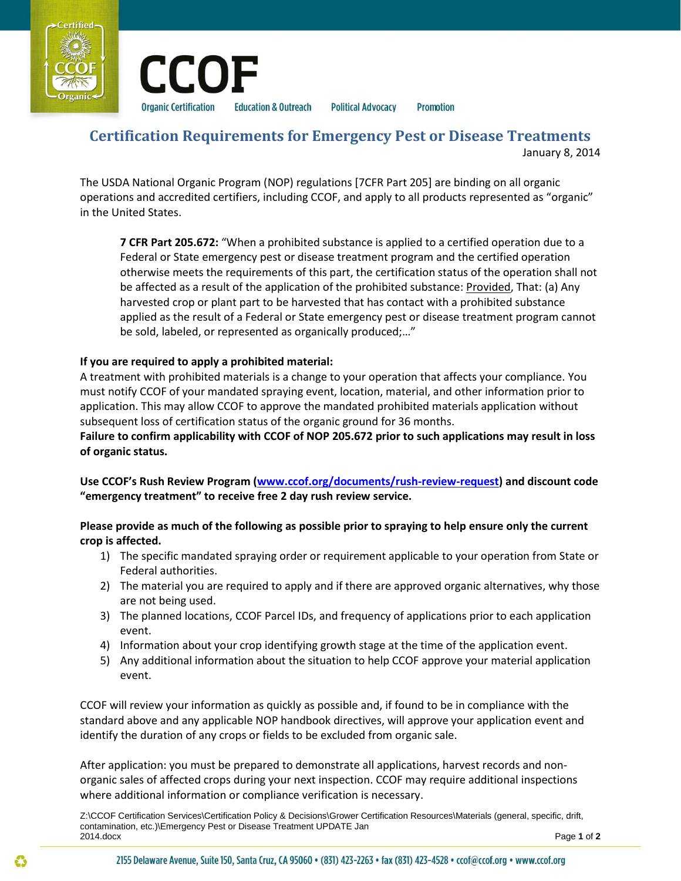# CCOF

Organic Certification Education & Outreach Political Advocacy Promotion

## Certification Requirements for Emergency Pest or Disease Treatments

January 8, 2014

The USDA National Organic Program (NOP) regulations [7CFR Part 205] are binding on all organic operations and accredited certifiers, including CCOF, and apply to all products represented as "organic" in the United States.

> **7 CFR Part 205.672:** "When a prohibited substance is applied to a certified operation due to a Federal or State emergency pest or disease treatment program and the certified operation otherwise meets the requirements of this part, the certification status of the operation shall not be affected as a result of the application of the prohibited substance: Provided, That: (a) Any harvested crop or plant part to be harvested that has contact with a prohibited substance applied as the result of a Federal or State emergency pest or disease treatment program cannot be sold, labeled, or represented as organically produced;…"

**If you are required to apply a prohibited material:**
A treatment with prohibited materials is a change to your operation that affects your compliance. You must notify CCOF of your mandated spraying event, location, material, and other information prior to application. This may allow CCOF to approve the mandated prohibited materials application without subsequent loss of certification status of the organic ground for 36 months.
**Failure to confirm applicability with CCOF of NOP 205.672 prior to such applications may result in loss of organic status.**

**Use CCOF's Rush Review Program (www.ccof.org/documents/rush-review-request) and discount code "emergency treatment" to receive free 2 day rush review service.**

**Please provide as much of the following as possible prior to spraying to help ensure only the current crop is affected.**

1) The specific mandated spraying order or requirement applicable to your operation from State or Federal authorities.
2) The material you are required to apply and if there are approved organic alternatives, why those are not being used.
3) The planned locations, CCOF Parcel IDs, and frequency of applications prior to each application event.
4) Information about your crop identifying growth stage at the time of the application event.
5) Any additional information about the situation to help CCOF approve your material application event.

CCOF will review your information as quickly as possible and, if found to be in compliance with the standard above and any applicable NOP handbook directives, will approve your application event and identify the duration of any crops or fields to be excluded from organic sale.

After application: you must be prepared to demonstrate all applications, harvest records and non-organic sales of affected crops during your next inspection. CCOF may require additional inspections where additional information or compliance verification is necessary.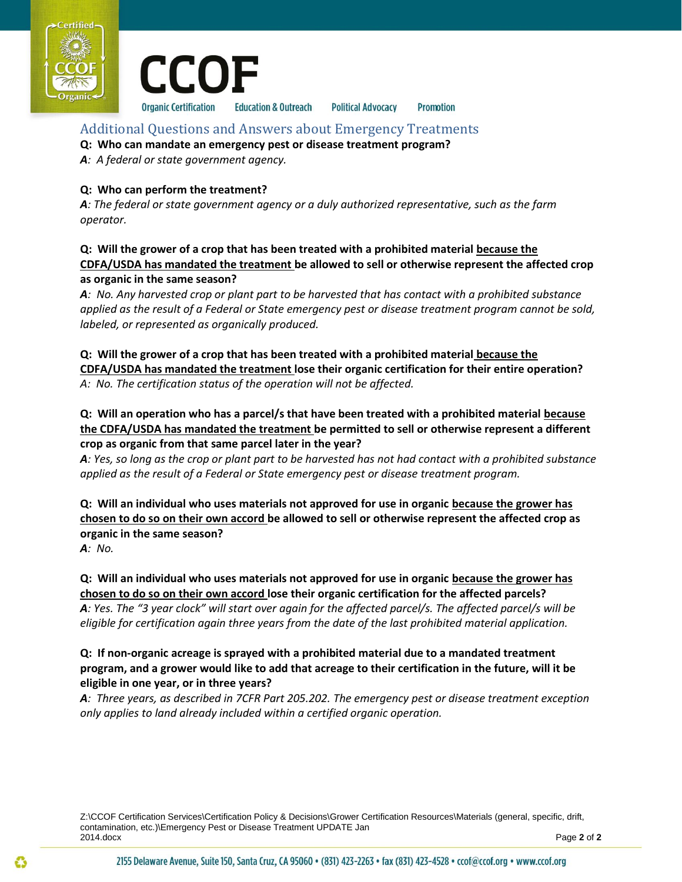## Additional Questions and Answers about Emergency Treatments

**Q: Who can mandate an emergency pest or disease treatment program?**
***A****: A federal or state government agency.*

**Q: Who can perform the treatment?**
***A****: The federal or state government agency or a duly authorized representative, such as the farm operator.*

**Q: Will the grower of a crop that has been treated with a prohibited material <u>because the CDFA/USDA has mandated the treatment</u> be allowed to sell or otherwise represent the affected crop as organic in the same season?**
***A****: No. Any harvested crop or plant part to be harvested that has contact with a prohibited substance applied as the result of a Federal or State emergency pest or disease treatment program cannot be sold, labeled, or represented as organically produced.*

**Q: Will the grower of a crop that has been treated with a prohibited material <u>because the CDFA/USDA has mandated the treatment</u> lose their organic certification for their entire operation?**
*A: No. The certification status of the operation will not be affected.*

**Q: Will an operation who has a parcel/s that have been treated with a prohibited material <u>because the CDFA/USDA has mandated the treatment</u> be permitted to sell or otherwise represent a different crop as organic from that same parcel later in the year?**
***A****: Yes, so long as the crop or plant part to be harvested has not had contact with a prohibited substance applied as the result of a Federal or State emergency pest or disease treatment program.*

**Q: Will an individual who uses materials not approved for use in organic <u>because the grower has chosen to do so on their own accord</u> be allowed to sell or otherwise represent the affected crop as organic in the same season?**
***A****: No.*

**Q: Will an individual who uses materials not approved for use in organic <u>because the grower has chosen to do so on their own accord</u> lose their organic certification for the affected parcels?**
***A****: Yes. The "3 year clock" will start over again for the affected parcel/s. The affected parcel/s will be eligible for certification again three years from the date of the last prohibited material application.*

**Q: If non-organic acreage is sprayed with a prohibited material due to a mandated treatment program, and a grower would like to add that acreage to their certification in the future, will it be eligible in one year, or in three years?**
***A****: Three years, as described in 7CFR Part 205.202. The emergency pest or disease treatment exception only applies to land already included within a certified organic operation.*

Z:\CCOF Certification Services\Certification Policy & Decisions\Grower Certification Resources\Materials (general, specific, drift, contamination, etc.)\Emergency Pest or Disease Treatment UPDATE Jan 2014.docx